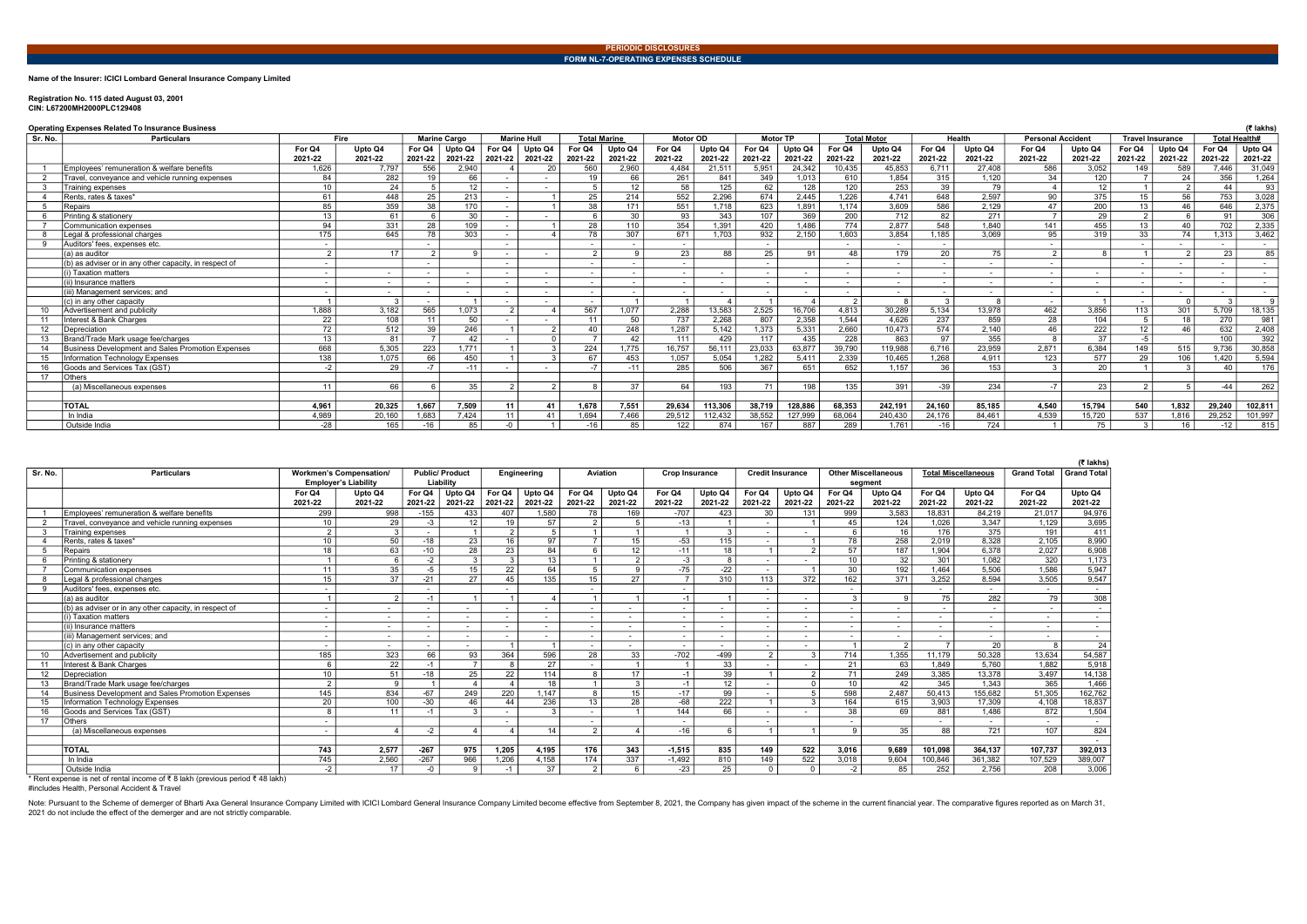**PERIODIC DISCLOSURES**

**FORM NL-7-OPERATING EXPENSES SCHEDULE**

**Name of the Insurer: ICICI Lombard General Insurance Company Limited**

**Registration No. 115 dated August 03, 2001**
**CIN: L67200MH2000PLC129408**

**Operating Expenses Related To Insurance Business** (₹ lakhs)

| Sr. No. | Particulars | Fire | | Marine Cargo | | Marine Hull | | Total Marine | | Motor OD | | Motor TP | | Total Motor | | Health | | Personal Accident | | Travel Insurance | | Total Health# | |
|---|---|---|---|---|---|---|---|---|---|---|---|---|---|---|---|---|---|---|---|---|---|---|---|
| | | For Q4 2021-22 | Upto Q4 2021-22 | For Q4 2021-22 | Upto Q4 2021-22 | For Q4 2021-22 | Upto Q4 2021-22 | For Q4 2021-22 | Upto Q4 2021-22 | For Q4 2021-22 | Upto Q4 2021-22 | For Q4 2021-22 | Upto Q4 2021-22 | For Q4 2021-22 | Upto Q4 2021-22 | For Q4 2021-22 | Upto Q4 2021-22 | For Q4 2021-22 | Upto Q4 2021-22 | For Q4 2021-22 | Upto Q4 2021-22 | For Q4 2021-22 | Upto Q4 2021-22 |
| 1 | Employees' remuneration & welfare benefits | 1,626 | 7,797 | 556 | 2,940 | 4 | 20 | 560 | 2,960 | 4,484 | 21,511 | 5,951 | 24,342 | 10,435 | 45,853 | 6,711 | 27,408 | 586 | 3,052 | 149 | 589 | 7,446 | 31,049 |
| 2 | Travel, conveyance and vehicle running expenses | 84 | 282 | 19 | 66 | - | - | 19 | 66 | 261 | 841 | 349 | 1,013 | 610 | 1,854 | 315 | 1,120 | 34 | 120 | 7 | 24 | 356 | 1,264 |
| 3 | Training expenses | 10 | 24 | 5 | 12 | - | - | 5 | 12 | 58 | 125 | 62 | 128 | 120 | 253 | 39 | 79 | 4 | 12 | 1 | 2 | 44 | 93 |
| 4 | Rents, rates & taxes* | 61 | 448 | 25 | 213 | - | 1 | 25 | 214 | 552 | 2,296 | 674 | 2,445 | 1,226 | 4,741 | 648 | 2,597 | 90 | 375 | 15 | 56 | 753 | 3,028 |
| 5 | Repairs | 85 | 359 | 38 | 170 | - | 1 | 38 | 171 | 551 | 1,718 | 623 | 1,891 | 1,174 | 3,609 | 586 | 2,129 | 47 | 200 | 13 | 46 | 646 | 2,375 |
| 6 | Printing & stationery | 13 | 61 | 6 | 30 | - | - | 6 | 30 | 93 | 343 | 107 | 369 | 200 | 712 | 82 | 271 | 7 | 29 | 2 | 6 | 91 | 306 |
| 7 | Communication expenses | 94 | 331 | 28 | 109 | - | 1 | 28 | 110 | 354 | 1,391 | 420 | 1,486 | 774 | 2,877 | 548 | 1,840 | 141 | 455 | 13 | 40 | 702 | 2,335 |
| 8 | Legal & professional charges | 175 | 645 | 78 | 303 | - | 4 | 78 | 307 | 671 | 1,703 | 932 | 2,150 | 1,603 | 3,854 | 1,185 | 3,069 | 95 | 319 | 33 | 74 | 1,313 | 3,462 |
| 9 | Auditors' fees, expenses etc. | - | | - | | - | | - | - | - | | - | | - | - | - | - | - | | - | - | - | - |
| | (a) as auditor | 2 | 17 | 2 | 9 | - | - | 2 | 9 | 23 | 88 | 25 | 91 | 48 | 179 | 20 | 75 | 2 | 8 | 1 | 2 | 23 | 85 |
| | (b) as adviser or in any other capacity, in respect of | - | | - | | - | | - | - | - | | - | | - | - | - | - | - | | - | - | - | - |
| | (i) Taxation matters | - | - | - | - | - | - | - | - | - | - | - | - | - | - | - | - | - | - | - | - | - | - |
| | (ii) Insurance matters | - | - | - | - | - | - | - | - | - | - | - | - | - | - | - | - | - | - | - | - | - | - |
| | (iii) Management services; and | - | - | - | - | - | - | - | - | - | - | - | - | - | - | - | - | - | - | - | - | - | - |
| | (c) in any other capacity | 1 | 3 | - | 1 | - | - | - | 1 | 1 | 4 | 1 | 4 | 2 | 8 | 3 | 8 | - | 1 | - | 0 | 3 | 9 |
| 10 | Advertisement and publicity | 1,888 | 3,182 | 565 | 1,073 | 2 | 4 | 567 | 1,077 | 2,288 | 13,583 | 2,525 | 16,706 | 4,813 | 30,289 | 5,134 | 13,978 | 462 | 3,856 | 113 | 301 | 5,709 | 18,135 |
| 11 | Interest & Bank Charges | 22 | 108 | 11 | 50 | - | - | 11 | 50 | 737 | 2,268 | 807 | 2,358 | 1,544 | 4,626 | 237 | 859 | 28 | 104 | 5 | 18 | 270 | 981 |
| 12 | Depreciation | 72 | 512 | 39 | 246 | 1 | 2 | 40 | 248 | 1,287 | 5,142 | 1,373 | 5,331 | 2,660 | 10,473 | 574 | 2,140 | 46 | 222 | 12 | 46 | 632 | 2,408 |
| 13 | Brand/Trade Mark usage fee/charges | 13 | 81 | 7 | 42 | - | 0 | 7 | 42 | 111 | 429 | 117 | 435 | 228 | 863 | 97 | 355 | 8 | 37 | -5 | | 100 | 392 |
| 14 | Business Development and Sales Promotion Expenses | 668 | 5,305 | 223 | 1,771 | 1 | 3 | 224 | 1,775 | 16,757 | 56,111 | 23,033 | 63,877 | 39,790 | 119,988 | 6,716 | 23,959 | 2,871 | 6,384 | 149 | 515 | 9,736 | 30,858 |
| 15 | Information Technology Expenses | 138 | 1,075 | 66 | 450 | 1 | 3 | 67 | 453 | 1,057 | 5,054 | 1,282 | 5,411 | 2,339 | 10,465 | 1,268 | 4,911 | 123 | 577 | 29 | 106 | 1,420 | 5,594 |
| 16 | Goods and Services Tax (GST) | -2 | 29 | -7 | -11 | - | - | -7 | -11 | 285 | 506 | 367 | 651 | 652 | 1,157 | 36 | 153 | 3 | 20 | 1 | 3 | 40 | 176 |
| 17 | Others | | | | | | | | | | | | | | | | | | | | | | |
| | (a) Miscellaneous expenses | 11 | 66 | 6 | 35 | 2 | 2 | 8 | 37 | 64 | 193 | 71 | 198 | 135 | 391 | -39 | 234 | -7 | 23 | 2 | 5 | -44 | 262 |
| | **TOTAL** | **4,961** | **20,325** | **1,667** | **7,509** | **11** | **41** | **1,678** | **7,551** | **29,634** | **113,306** | **38,719** | **128,886** | **68,353** | **242,191** | **24,160** | **85,185** | **4,540** | **15,794** | **540** | **1,832** | **29,240** | **102,811** |
| | In India | 4,989 | 20,160 | 1,683 | 7,424 | 11 | 41 | 1,694 | 7,466 | 29,512 | 112,432 | 38,552 | 127,999 | 68,064 | 240,430 | 24,176 | 84,461 | 4,539 | 15,720 | 537 | 1,816 | 29,252 | 101,997 |
| | Outside India | -28 | 165 | -16 | 85 | -0 | 1 | -16 | 85 | 122 | 874 | 167 | 887 | 289 | 1,761 | -16 | 724 | 1 | 75 | 3 | 16 | -12 | 815 |

(₹ lakhs)

| Sr. No. | Particulars | Workmen's Compensation/ Employer's Liability | | Public/ Product Liability | | Engineering | | Aviation | | Crop Insurance | | Credit Insurance | | Other Miscellaneous segment | | Total Miscellaneous | | Grand Total | Grand Total |
|---|---|---|---|---|---|---|---|---|---|---|---|---|---|---|---|---|---|---|---|
| | | For Q4 2021-22 | Upto Q4 2021-22 | For Q4 2021-22 | Upto Q4 2021-22 | For Q4 2021-22 | Upto Q4 2021-22 | For Q4 2021-22 | Upto Q4 2021-22 | For Q4 2021-22 | Upto Q4 2021-22 | For Q4 2021-22 | Upto Q4 2021-22 | For Q4 2021-22 | Upto Q4 2021-22 | For Q4 2021-22 | Upto Q4 2021-22 | For Q4 2021-22 | Upto Q4 2021-22 |
| 1 | Employees' remuneration & welfare benefits | 299 | 998 | -155 | 433 | 407 | 1,580 | 78 | 169 | -707 | 423 | 30 | 131 | 999 | 3,583 | 18,831 | 84,219 | 21,017 | 94,976 |
| 2 | Travel, conveyance and vehicle running expenses | 10 | 29 | -3 | 12 | 19 | 57 | 2 | 5 | -13 | 1 | - | 1 | 45 | 124 | 1,026 | 3,347 | 1,129 | 3,695 |
| 3 | Training expenses | 2 | 3 | - | 1 | 2 | 5 | 1 | 1 | 1 | 3 | - | - | 6 | 16 | 176 | 375 | 191 | 411 |
| 4 | Rents, rates & taxes* | 10 | 50 | -18 | 23 | 16 | 97 | 7 | 15 | -53 | 115 | - | 1 | 78 | 258 | 2,019 | 8,328 | 2,105 | 8,990 |
| 5 | Repairs | 18 | 63 | -10 | 28 | 23 | 84 | 6 | 12 | -11 | 18 | 1 | 2 | 57 | 187 | 1,904 | 6,378 | 2,027 | 6,908 |
| 6 | Printing & stationery | 1 | 6 | -2 | 3 | 3 | 13 | 1 | 2 | -3 | 8 | - | - | 10 | 32 | 301 | 1,082 | 320 | 1,173 |
| 7 | Communication expenses | 11 | 35 | -5 | 15 | 22 | 64 | 5 | 9 | -75 | -22 | - | 1 | 30 | 192 | 1,464 | 5,506 | 1,586 | 5,947 |
| 8 | Legal & professional charges | 15 | 37 | -21 | 27 | 45 | 135 | 15 | 27 | 7 | 310 | 113 | 372 | 162 | 371 | 3,252 | 8,594 | 3,505 | 9,547 |
| 9 | Auditors' fees, expenses etc. | - | | - | | - | | - | | - | | - | | - | | - | - | - | - |
| | (a) as auditor | 1 | 2 | -1 | 1 | 1 | 4 | 1 | 1 | -1 | 1 | - | - | 3 | 9 | 75 | 282 | 79 | 308 |
| | (b) as adviser or in any other capacity, in respect of | - | - | - | - | - | - | - | - | - | - | - | - | - | - | - | - | - | - |
| | (i) Taxation matters | - | - | - | - | - | - | - | - | - | - | - | - | - | - | - | - | - | - |
| | (ii) Insurance matters | - | - | - | - | - | - | - | - | - | - | - | - | - | - | - | - | - | - |
| | (iii) Management services; and | - | - | - | - | - | - | - | - | - | - | - | - | - | - | - | - | - | - |
| | (c) in any other capacity | - | - | - | - | 1 | 1 | - | - | - | - | - | - | 1 | 2 | 7 | 20 | 8 | 24 |
| 10 | Advertisement and publicity | 185 | 323 | 66 | 93 | 364 | 596 | 28 | 33 | -702 | -499 | 2 | 3 | 714 | 1,355 | 11,179 | 50,328 | 13,634 | 54,587 |
| 11 | Interest & Bank Charges | 6 | 22 | -1 | 7 | 8 | 27 | - | 1 | 1 | 33 | - | - | 21 | 63 | 1,849 | 5,760 | 1,882 | 5,918 |
| 12 | Depreciation | 10 | 51 | -18 | 25 | 22 | 114 | 8 | 17 | -1 | 39 | 1 | 2 | 71 | 249 | 3,385 | 13,378 | 3,497 | 14,138 |
| 13 | Brand/Trade Mark usage fee/charges | 2 | 9 | 1 | 4 | 4 | 18 | 1 | 3 | -1 | 12 | - | 0 | 10 | 42 | 345 | 1,343 | 365 | 1,466 |
| 14 | Business Development and Sales Promotion Expenses | 145 | 834 | -67 | 249 | 220 | 1,147 | 8 | 15 | -17 | 99 | - | 5 | 598 | 2,487 | 50,413 | 155,682 | 51,305 | 162,762 |
| 15 | Information Technology Expenses | 20 | 100 | -30 | 46 | 44 | 236 | 13 | 28 | -68 | 222 | 1 | 3 | 164 | 615 | 3,903 | 17,309 | 4,108 | 18,837 |
| 16 | Goods and Services Tax (GST) | 8 | 11 | -1 | 3 | - | 3 | - | 1 | 144 | 66 | - | - | 38 | 69 | 881 | 1,486 | 872 | 1,504 |
| 17 | Others | - | | | | - | | - | | - | | - | | - | | - | - | - | - |
| | (a) Miscellaneous expenses | - | 4 | -2 | 4 | 4 | 14 | 2 | 4 | -16 | 6 | 1 | 1 | 9 | 35 | 88 | 721 | 107 | 824 |
| | | | | | | | | | | | | | | | | | | | - |
| | **TOTAL** | **743** | **2,577** | **-267** | **975** | **1,205** | **4,195** | **176** | **343** | **-1,515** | **835** | **149** | **522** | **3,016** | **9,689** | **101,098** | **364,137** | **107,737** | **392,013** |
| | In India | 745 | 2,560 | -267 | 966 | 1,206 | 4,158 | 174 | 337 | -1,492 | 810 | 149 | 522 | 3,018 | 9,604 | 100,846 | 361,382 | 107,529 | 389,007 |
| | Outside India | -2 | 17 | -0 | 9 | -1 | 37 | 2 | 6 | -23 | 25 | 0 | 0 | -2 | 85 | 252 | 2,756 | 208 | 3,006 |

* Rent expense is net of rental income of ₹ 8 lakh (previous period ₹ 48 lakh)

#includes Health, Personal Accident & Travel

Note: Pursuant to the Scheme of demerger of Bharti Axa General Insurance Company Limited with ICICI Lombard General Insurance Company Limited become effective from September 8, 2021, the Company has given impact of the scheme in the current financial year. The comparative figures reported as on March 31, 2021 do not include the effect of the demerger and are not strictly comparable.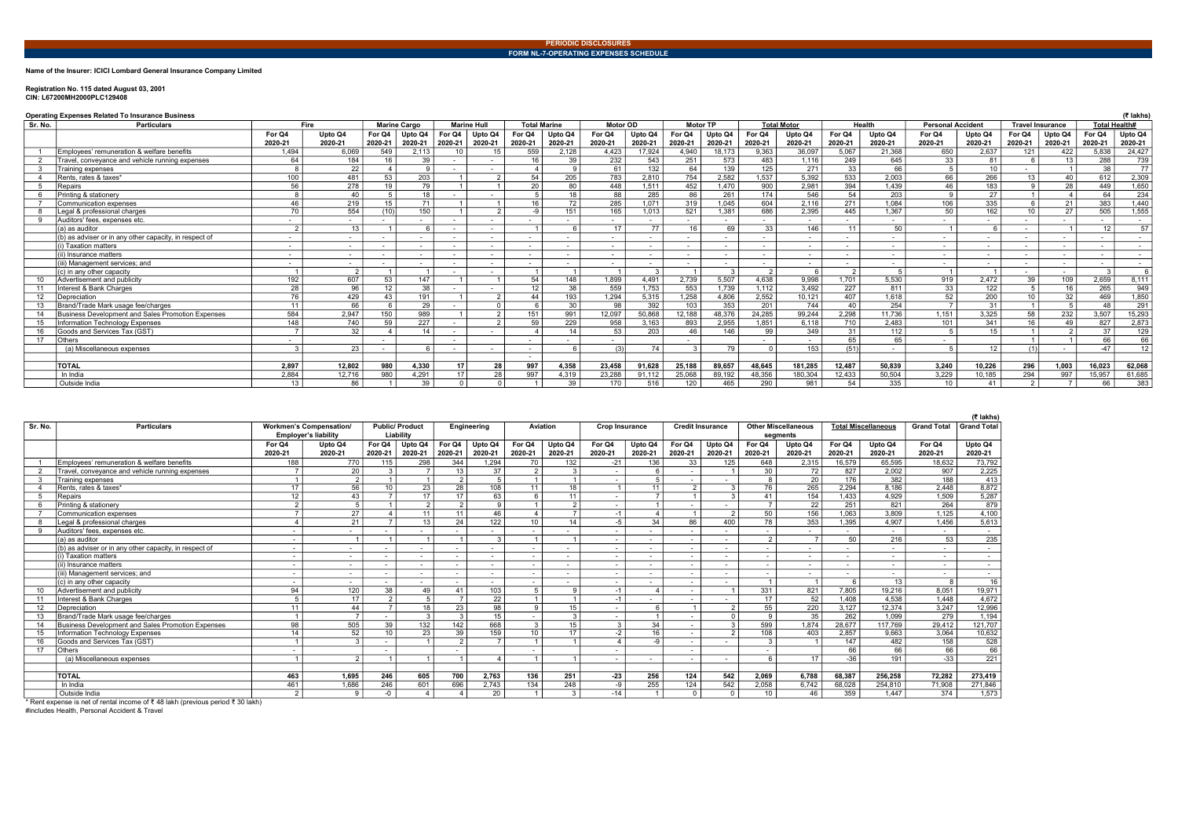PERIODIC DISCLOSURES

FORM NL-7-OPERATING EXPENSES SCHEDULE

**Name of the Insurer: ICICI Lombard General Insurance Company Limited**

**Registration No. 115 dated August 03, 2001**
**CIN: L67200MH2000PLC129408**

**Operating Expenses Related To Insurance Business** (₹ lakhs)

| Sr. No. | Particulars | Fire | | Marine Cargo | | Marine Hull | | Total Marine | | Motor OD | | Motor TP | | Total Motor | | Health | | Personal Accident | | Travel Insurance | | Total Health# | |
|---|---|---|---|---|---|---|---|---|---|---|---|---|---|---|---|---|---|---|---|---|---|---|---|
| | | For Q4 2020-21 | Upto Q4 2020-21 | For Q4 2020-21 | Upto Q4 2020-21 | For Q4 2020-21 | Upto Q4 2020-21 | For Q4 2020-21 | Upto Q4 2020-21 | For Q4 2020-21 | Upto Q4 2020-21 | For Q4 2020-21 | Upto Q4 2020-21 | For Q4 2020-21 | Upto Q4 2020-21 | For Q4 2020-21 | Upto Q4 2020-21 | For Q4 2020-21 | Upto Q4 2020-21 | For Q4 2020-21 | Upto Q4 2020-21 | For Q4 2020-21 | Upto Q4 2020-21 |
| 1 | Employees' remuneration & welfare benefits | 1,494 | 6,069 | 549 | 2,113 | 10 | 15 | 559 | 2,128 | 4,423 | 17,924 | 4,940 | 18,173 | 9,363 | 36,097 | 5,067 | 21,368 | 650 | 2,637 | 121 | 422 | 5,838 | 24,427 |
| 2 | Travel, conveyance and vehicle running expenses | 64 | 184 | 16 | 39 | - | - | 16 | 39 | 232 | 543 | 251 | 573 | 483 | 1,116 | 249 | 645 | 33 | 81 | 6 | 13 | 288 | 739 |
| 3 | Training expenses | 8 | 22 | 4 | 9 | - | - | 4 | 9 | 61 | 132 | 64 | 139 | 125 | 271 | 33 | 66 | 5 | 10 | - | 1 | 38 | 77 |
| 4 | Rents, rates & taxes* | 100 | 481 | 53 | 203 | 1 | 2 | 54 | 205 | 783 | 2,810 | 754 | 2,582 | 1,537 | 5,392 | 533 | 2,003 | 66 | 266 | 13 | 40 | 612 | 2,309 |
| 5 | Repairs | 56 | 278 | 19 | 79 | 1 | 1 | 20 | 80 | 448 | 1,511 | 452 | 1,470 | 900 | 2,981 | 394 | 1,439 | 46 | 183 | 9 | 28 | 449 | 1,650 |
| 6 | Printing & stationery | 8 | 40 | 5 | 18 | - | - | 5 | 18 | 88 | 285 | 86 | 261 | 174 | 546 | 54 | 203 | 9 | 27 | 1 | 4 | 64 | 234 |
| 7 | Communication expenses | 46 | 219 | 15 | 71 | 1 | 1 | 16 | 72 | 285 | 1,071 | 319 | 1,045 | 604 | 2,116 | 271 | 1,084 | 106 | 335 | 6 | 21 | 383 | 1,440 |
| 8 | Legal & professional charges | 70 | 554 | (10) | 150 | 1 | 2 | -9 | 151 | 165 | 1,013 | 521 | 1,381 | 686 | 2,395 | 445 | 1,367 | 50 | 162 | 10 | 27 | 505 | 1,555 |
| 9 | Auditors' fees, expenses etc. | - | - | - | - | - | - | - | - | - | - | - | - | - | - | - | - | - | - | - | - | - | - |
| | (a) as auditor | 2 | 13 | 1 | 6 | - | - | 1 | 6 | 17 | 77 | 16 | 69 | 33 | 146 | 11 | 50 | 1 | 6 | - | 1 | 12 | 57 |
| | (b) as adviser or in any other capacity, in respect of | - | - | - | - | - | - | - | - | - | - | - | - | - | - | - | - | - | - | - | - | - | - |
| | (i) Taxation matters | - | - | - | - | - | - | - | - | - | - | - | - | - | - | - | - | - | - | - | - | - | - |
| | (ii) Insurance matters | - | - | - | - | - | - | - | - | - | - | - | - | - | - | - | - | - | - | - | - | - | - |
| | (iii) Management services; and | - | - | - | - | - | - | - | - | - | - | - | - | - | - | - | - | - | - | - | - | - | - |
| | (c) in any other capacity | 1 | 2 | 1 | 1 | - | - | 1 | 1 | 1 | 3 | 1 | 3 | 2 | 6 | 2 | 5 | 1 | 1 | - | - | 3 | 6 |
| 10 | Advertisement and publicity | 192 | 607 | 53 | 147 | 1 | 1 | 54 | 148 | 1,899 | 4,491 | 2,739 | 5,507 | 4,638 | 9,998 | 1,701 | 5,530 | 919 | 2,472 | 39 | 109 | 2,659 | 8,111 |
| 11 | Interest & Bank Charges | 28 | 96 | 12 | 38 | - | - | 12 | 38 | 559 | 1,753 | 553 | 1,739 | 1,112 | 3,492 | 227 | 811 | 33 | 122 | 5 | 16 | 265 | 949 |
| 12 | Depreciation | 76 | 429 | 43 | 191 | 1 | 2 | 44 | 193 | 1,294 | 5,315 | 1,258 | 4,806 | 2,552 | 10,121 | 407 | 1,618 | 52 | 200 | 10 | 32 | 469 | 1,850 |
| 13 | Brand/Trade Mark usage fee/charges | 11 | 66 | 6 | 29 | - | 0 | 6 | 30 | 98 | 392 | 103 | 353 | 201 | 744 | 40 | 254 | 7 | 31 | 1 | 5 | 48 | 291 |
| 14 | Business Development and Sales Promotion Expenses | 584 | 2,947 | 150 | 989 | 1 | 2 | 151 | 991 | 12,097 | 50,868 | 12,188 | 48,376 | 24,285 | 99,244 | 2,298 | 11,736 | 1,151 | 3,325 | 58 | 232 | 3,507 | 15,293 |
| 15 | Information Technology Expenses | 148 | 740 | 59 | 227 | - | 2 | 59 | 229 | 958 | 3,163 | 893 | 2,955 | 1,851 | 6,118 | 710 | 2,483 | 101 | 341 | 16 | 49 | 827 | 2,873 |
| 16 | Goods and Services Tax (GST) | 7 | 32 | 4 | 14 | - | - | 4 | 14 | 53 | 203 | 46 | 146 | 99 | 349 | 31 | 112 | 5 | 15 | 1 | 2 | 37 | 129 |
| 17 | Others | - | - | - | | - | | - | - | - | - | - | - | - | - | 65 | 65 | - | | 1 | 1 | 66 | 66 |
| | (a) Miscellaneous expenses | 3 | 23 | 1 | 6 | - | - | - | 6 | (3) | 74 | 3 | 79 | 0 | 153 | (51) | - | 5 | 12 | (1) | - | -47 | 12 |
| | | | | | | | | - | | | | | | | | | | | | | | | |
| | **TOTAL** | **2,897** | **12,802** | **980** | **4,330** | **17** | **28** | **997** | **4,358** | **23,458** | **91,628** | **25,188** | **89,657** | **48,645** | **181,285** | **12,487** | **50,839** | **3,240** | **10,226** | **296** | **1,003** | **16,023** | **62,068** |
| | In India | 2,884 | 12,716 | 980 | 4,291 | 17 | 28 | 997 | 4,319 | 23,288 | 91,112 | 25,068 | 89,192 | 48,356 | 180,304 | 12,433 | 50,504 | 3,229 | 10,185 | 294 | 997 | 15,957 | 61,685 |
| | Outside India | 13 | 86 | 1 | 39 | 0 | 0 | 1 | 39 | 170 | 516 | 120 | 465 | 290 | 981 | 54 | 335 | 10 | 41 | 2 | 7 | 66 | 383 |

(₹ lakhs)

| Sr. No. | Particulars | Workmen's Compensation/ Employer's liability | | Public/ Product Liability | | Engineering | | Aviation | | Crop Insurance | | Credit Insurance | | Other Miscellaneous segments | | Total Miscellaneous | | Grand Total | Grand Total |
|---|---|---|---|---|---|---|---|---|---|---|---|---|---|---|---|---|---|---|---|
| | | For Q4 2020-21 | Upto Q4 2020-21 | For Q4 2020-21 | Upto Q4 2020-21 | For Q4 2020-21 | Upto Q4 2020-21 | For Q4 2020-21 | Upto Q4 2020-21 | For Q4 2020-21 | Upto Q4 2020-21 | For Q4 2020-21 | Upto Q4 2020-21 | For Q4 2020-21 | Upto Q4 2020-21 | For Q4 2020-21 | Upto Q4 2020-21 | For Q4 2020-21 | Upto Q4 2020-21 |
| 1 | Employees' remuneration & welfare benefits | 188 | 770 | 115 | 298 | 344 | 1,294 | 70 | 132 | -21 | 136 | 33 | 125 | 648 | 2,315 | 16,579 | 65,595 | 18,632 | 73,792 |
| 2 | Travel, conveyance and vehicle running expenses | 7 | 20 | 3 | 7 | 13 | 37 | 2 | 3 | - | 6 | - | 1 | 30 | 72 | 827 | 2,002 | 907 | 2,225 |
| 3 | Training expenses | 1 | 2 | 1 | 1 | 2 | 5 | 1 | 1 | - | 5 | - | - | 8 | 20 | 176 | 382 | 188 | 413 |
| 4 | Rents, rates & taxes* | 17 | 56 | 10 | 23 | 28 | 108 | 11 | 18 | 1 | 11 | 2 | 3 | 76 | 265 | 2,294 | 8,186 | 2,448 | 8,872 |
| 5 | Repairs | 12 | 43 | 7 | 17 | 17 | 63 | 6 | 11 | - | 7 | 1 | 3 | 41 | 154 | 1,433 | 4,929 | 1,509 | 5,287 |
| 6 | Printing & stationery | 2 | 5 | 1 | 2 | 2 | 9 | 1 | 2 | - | 1 | - | - | 7 | 22 | 251 | 821 | 264 | 879 |
| 7 | Communication expenses | 7 | 27 | 4 | 11 | 11 | 46 | 4 | 7 | -1 | 4 | 1 | 2 | 50 | 156 | 1,063 | 3,809 | 1,125 | 4,100 |
| 8 | Legal & professional charges | 4 | 21 | 7 | 13 | 24 | 122 | 10 | 14 | -5 | 34 | 86 | 400 | 78 | 353 | 1,395 | 4,907 | 1,456 | 5,613 |
| 9 | Auditors' fees, expenses etc. | - | - | - | - | - | - | - | - | - | - | - | - | - | - | - | - | - | - |
| | (a) as auditor | - | 1 | 1 | 1 | 1 | 3 | 1 | 1 | - | - | - | - | 2 | 7 | 50 | 216 | 53 | 235 |
| | (b) as adviser or in any other capacity, in respect of | - | - | - | - | - | - | - | - | - | - | - | - | - | - | - | - | - | - |
| | (i) Taxation matters | - | - | - | - | - | - | - | - | - | - | - | - | - | - | - | - | - | - |
| | (ii) Insurance matters | - | - | - | - | - | - | - | - | - | - | - | - | - | - | - | - | - | - |
| | (iii) Management services; and | - | - | - | - | - | - | - | - | - | - | - | - | - | - | - | - | - | - |
| | (c) in any other capacity | - | - | - | - | - | - | - | - | - | - | - | - | 1 | 1 | 6 | 13 | 8 | 16 |
| 10 | Advertisement and publicity | 94 | 120 | 38 | 49 | 41 | 103 | 5 | 9 | -1 | 4 | - | 1 | 331 | 821 | 7,805 | 19,216 | 8,051 | 19,971 |
| 11 | Interest & Bank Charges | 5 | 17 | 2 | 5 | 7 | 22 | 1 | 1 | -1 | - | - | - | 17 | 52 | 1,408 | 4,538 | 1,448 | 4,672 |
| 12 | Depreciation | 11 | 44 | 7 | 18 | 23 | 98 | 9 | 15 | - | 6 | 1 | 2 | 55 | 220 | 3,127 | 12,374 | 3,247 | 12,996 |
| 13 | Brand/Trade Mark usage fee/charges | 1 | 7 | - | 3 | 3 | 15 | - | 3 | - | 1 | - | 0 | 9 | 35 | 262 | 1,099 | 279 | 1,194 |
| 14 | Business Development and Sales Promotion Expenses | 98 | 505 | 39 | 132 | 142 | 668 | 3 | 15 | 3 | 34 | - | 3 | 599 | 1,874 | 28,677 | 117,769 | 29,412 | 121,707 |
| 15 | Information Technology Expenses | 14 | 52 | 10 | 23 | 39 | 159 | 10 | 17 | -2 | 16 | - | 2 | 108 | 403 | 2,857 | 9,663 | 3,064 | 10,632 |
| 16 | Goods and Services Tax (GST) | 1 | 3 | - | 1 | 2 | 7 | 1 | 1 | 4 | -9 | - | - | 3 | 1 | 147 | 482 | 158 | 528 |
| 17 | Others | - | | - | | - | | - | | - | | - | | - | | 66 | 66 | 66 | 66 |
| | (a) Miscellaneous expenses | 1 | 2 | 1 | 1 | 1 | 4 | 1 | 1 | - | - | - | - | 6 | 17 | -36 | 191 | -33 | 221 |
| | | | | | | | | | | | | | | | | | | | |
| | **TOTAL** | **463** | **1,695** | **246** | **605** | **700** | **2,763** | **136** | **251** | **-23** | **256** | **124** | **542** | **2,069** | **6,788** | **68,387** | **256,258** | **72,282** | **273,419** |
| | In India | 461 | 1,686 | 246 | 601 | 696 | 2,743 | 134 | 248 | -9 | 255 | 124 | 542 | 2,058 | 6,742 | 68,028 | 254,810 | 71,908 | 271,846 |
| | Outside India | 2 | 9 | -0 | 4 | 4 | 20 | 1 | 3 | -14 | 1 | 0 | 0 | 10 | 46 | 359 | 1,447 | 374 | 1,573 |

\* Rent expense is net of rental income of ₹ 48 lakh (previous period ₹ 30 lakh)

#includes Health, Personal Accident & Travel